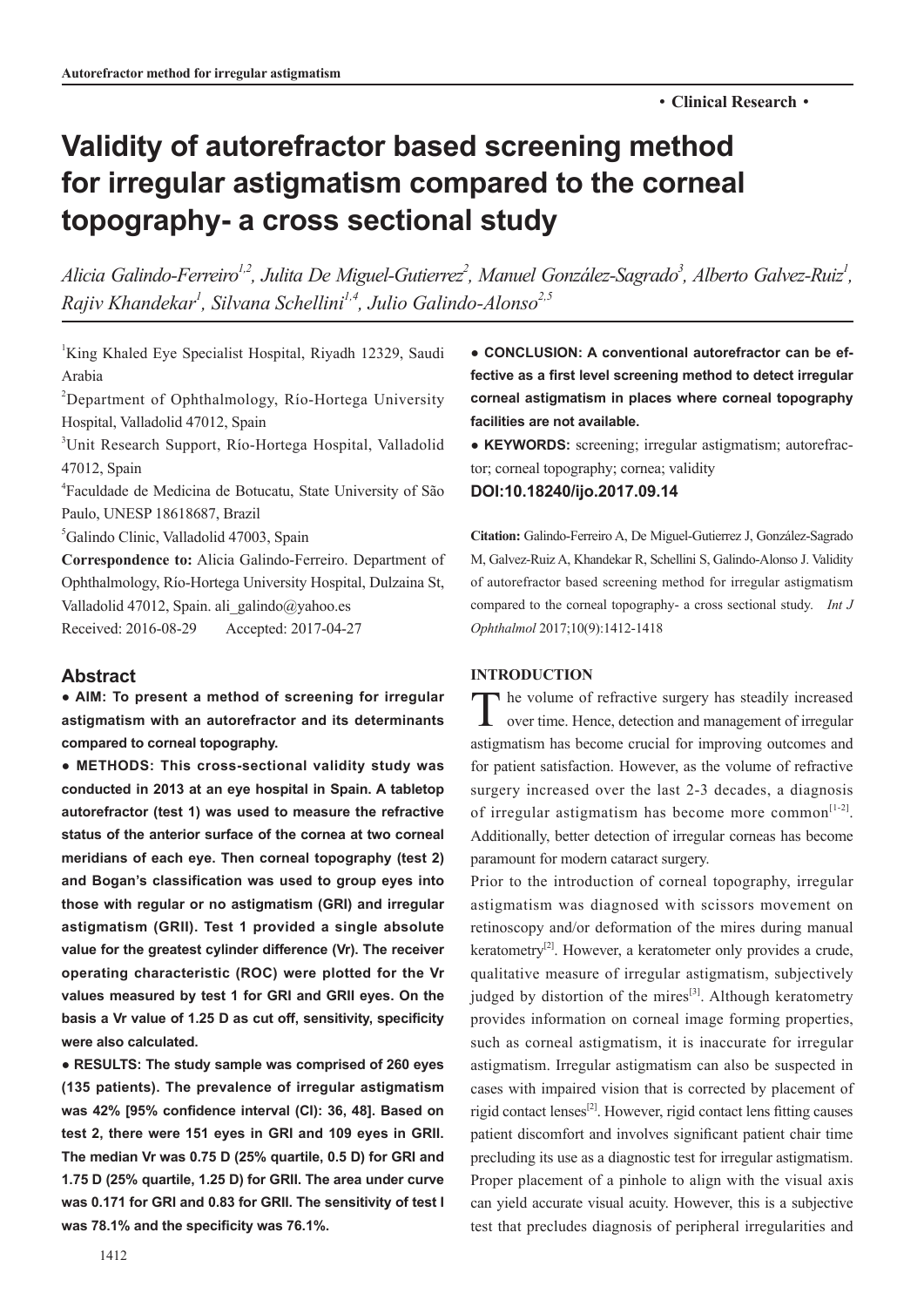**• Clinical Research •**

# Validity of autorefractor based screening method for irregular astigmatism compared to the corneal topography- a cross sectional study

*Alicia Galindo-Ferreiro[1,2], Julita De Miguel-Gutierrez[2], Manuel González-Sagrado[3], Alberto Galvez-Ruiz[1], Rajiv Khandekar[1], Silvana Schellini[1,4], Julio Galindo-Alonso[2,5]*

[1]King Khaled Eye Specialist Hospital, Riyadh 12329, Saudi Arabia

[2]Department of Ophthalmology, Río-Hortega University Hospital, Valladolid 47012, Spain

[3]Unit Research Support, Río-Hortega Hospital, Valladolid 47012, Spain

[4]Faculdade de Medicina de Botucatu, State University of São Paulo, UNESP 18618687, Brazil

[5]Galindo Clinic, Valladolid 47003, Spain

**Correspondence to:** Alicia Galindo-Ferreiro. Department of Ophthalmology, Río-Hortega University Hospital, Dulzaina St, Valladolid 47012, Spain. ali_galindo@yahoo.es

Received: 2016-08-29 Accepted: 2017-04-27

## Abstract

**● AIM: To present a method of screening for irregular astigmatism with an autorefractor and its determinants compared to corneal topography.**

**● METHODS: This cross-sectional validity study was conducted in 2013 at an eye hospital in Spain. A tabletop autorefractor (test 1) was used to measure the refractive status of the anterior surface of the cornea at two corneal meridians of each eye. Then corneal topography (test 2) and Bogan's classification was used to group eyes into those with regular or no astigmatism (GRI) and irregular astigmatism (GRII). Test 1 provided a single absolute value for the greatest cylinder difference (Vr). The receiver operating characteristic (ROC) were plotted for the Vr values measured by test 1 for GRI and GRII eyes. On the basis a Vr value of 1.25 D as cut off, sensitivity, specificity were also calculated.**

**● RESULTS: The study sample was comprised of 260 eyes (135 patients). The prevalence of irregular astigmatism was 42% [95% confidence interval (CI): 36, 48]. Based on test 2, there were 151 eyes in GRI and 109 eyes in GRII. The median Vr was 0.75 D (25% quartile, 0.5 D) for GRI and 1.75 D (25% quartile, 1.25 D) for GRII. The area under curve was 0.171 for GRI and 0.83 for GRII. The sensitivity of test I was 78.1% and the specificity was 76.1%.**

**● CONCLUSION: A conventional autorefractor can be effective as a first level screening method to detect irregular corneal astigmatism in places where corneal topography facilities are not available.**

**● KEYWORDS:** screening; irregular astigmatism; autorefractor; corneal topography; cornea; validity

**DOI:10.18240/ijo.2017.09.14**

**Citation:** Galindo-Ferreiro A, De Miguel-Gutierrez J, González-Sagrado M, Galvez-Ruiz A, Khandekar R, Schellini S, Galindo-Alonso J. Validity of autorefractor based screening method for irregular astigmatism compared to the corneal topography- a cross sectional study. *Int J Ophthalmol* 2017;10(9):1412-1418

## INTRODUCTION

The volume of refractive surgery has steadily increased over time. Hence, detection and management of irregular astigmatism has become crucial for improving outcomes and for patient satisfaction. However, as the volume of refractive surgery increased over the last 2-3 decades, a diagnosis of irregular astigmatism has become more common[1-2]. Additionally, better detection of irregular corneas has become paramount for modern cataract surgery.

Prior to the introduction of corneal topography, irregular astigmatism was diagnosed with scissors movement on retinoscopy and/or deformation of the mires during manual keratometry[2]. However, a keratometer only provides a crude, qualitative measure of irregular astigmatism, subjectively judged by distortion of the mires[3]. Although keratometry provides information on corneal image forming properties, such as corneal astigmatism, it is inaccurate for irregular astigmatism. Irregular astigmatism can also be suspected in cases with impaired vision that is corrected by placement of rigid contact lenses[2]. However, rigid contact lens fitting causes patient discomfort and involves significant patient chair time precluding its use as a diagnostic test for irregular astigmatism. Proper placement of a pinhole to align with the visual axis can yield accurate visual acuity. However, this is a subjective test that precludes diagnosis of peripheral irregularities and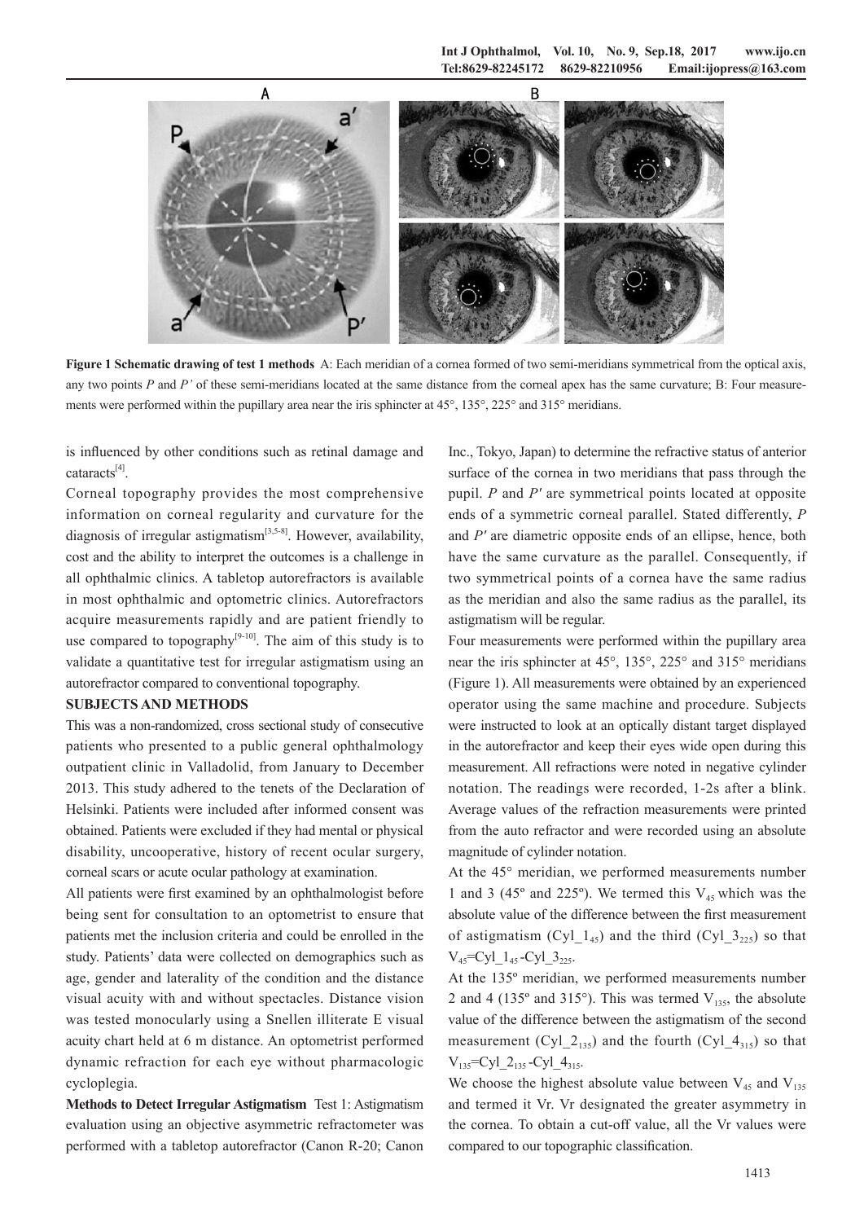**Figure 1 Schematic drawing of test 1 methods** A: Each meridian of a cornea formed of two semi-meridians symmetrical from the optical axis, any two points *P* and *P'* of these semi-meridians located at the same distance from the corneal apex has the same curvature; B: Four measurements were performed within the pupillary area near the iris sphincter at 45°, 135°, 225° and 315° meridians.

is influenced by other conditions such as retinal damage and cataracts[4].

Corneal topography provides the most comprehensive information on corneal regularity and curvature for the diagnosis of irregular astigmatism[3,5-8]. However, availability, cost and the ability to interpret the outcomes is a challenge in all ophthalmic clinics. A tabletop autorefractors is available in most ophthalmic and optometric clinics. Autorefractors acquire measurements rapidly and are patient friendly to use compared to topography[9-10]. The aim of this study is to validate a quantitative test for irregular astigmatism using an autorefractor compared to conventional topography.

## SUBJECTS AND METHODS

This was a non-randomized, cross sectional study of consecutive patients who presented to a public general ophthalmology outpatient clinic in Valladolid, from January to December 2013. This study adhered to the tenets of the Declaration of Helsinki. Patients were included after informed consent was obtained. Patients were excluded if they had mental or physical disability, uncooperative, history of recent ocular surgery, corneal scars or acute ocular pathology at examination.

All patients were first examined by an ophthalmologist before being sent for consultation to an optometrist to ensure that patients met the inclusion criteria and could be enrolled in the study. Patients' data were collected on demographics such as age, gender and laterality of the condition and the distance visual acuity with and without spectacles. Distance vision was tested monocularly using a Snellen illiterate E visual acuity chart held at 6 m distance. An optometrist performed dynamic refraction for each eye without pharmacologic cycloplegia.

**Methods to Detect Irregular Astigmatism** Test 1: Astigmatism evaluation using an objective asymmetric refractometer was performed with a tabletop autorefractor (Canon R-20; Canon Inc., Tokyo, Japan) to determine the refractive status of anterior surface of the cornea in two meridians that pass through the pupil. *P* and *P'* are symmetrical points located at opposite ends of a symmetric corneal parallel. Stated differently, *P* and *P'* are diametric opposite ends of an ellipse, hence, both have the same curvature as the parallel. Consequently, if two symmetrical points of a cornea have the same radius as the meridian and also the same radius as the parallel, its astigmatism will be regular.

Four measurements were performed within the pupillary area near the iris sphincter at 45°, 135°, 225° and 315° meridians (Figure 1). All measurements were obtained by an experienced operator using the same machine and procedure. Subjects were instructed to look at an optically distant target displayed in the autorefractor and keep their eyes wide open during this measurement. All refractions were noted in negative cylinder notation. The readings were recorded, 1-2s after a blink. Average values of the refraction measurements were printed from the auto refractor and were recorded using an absolute magnitude of cylinder notation.

At the 45° meridian, we performed measurements number 1 and 3 (45º and 225º). We termed this $V_{45}$ which was the absolute value of the difference between the first measurement of astigmatism ($Cyl\_1_{45}$) and the third ($Cyl\_3_{225}$) so that $V_{45}=Cyl\_1_{45}-Cyl\_3_{225}$.

At the 135º meridian, we performed measurements number 2 and 4 (135º and 315°). This was termed $V_{135}$, the absolute value of the difference between the astigmatism of the second measurement ($Cyl\_2_{135}$) and the fourth ($Cyl\_4_{315}$) so that $V_{135}=Cyl\_2_{135}-Cyl\_4_{315}$.

We choose the highest absolute value between $V_{45}$ and $V_{135}$ and termed it Vr. Vr designated the greater asymmetry in the cornea. To obtain a cut-off value, all the Vr values were compared to our topographic classification.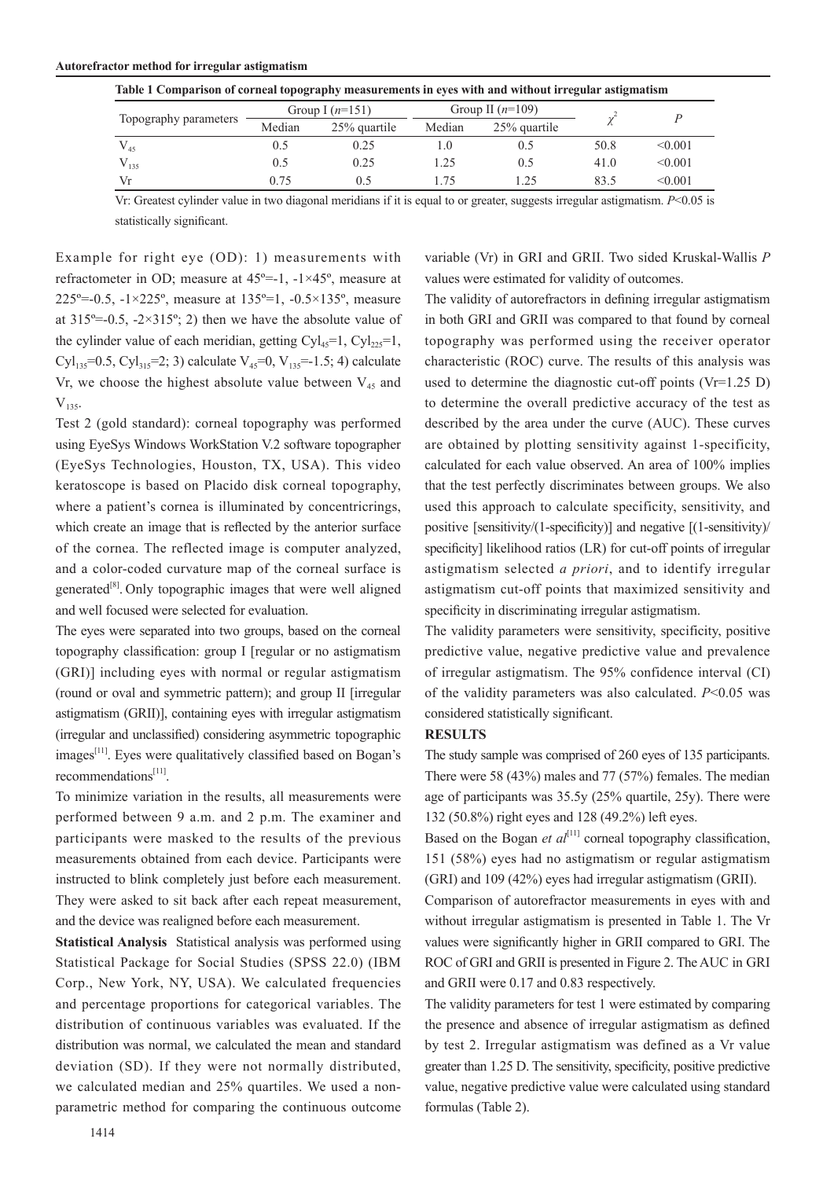**Table 1 Comparison of corneal topography measurements in eyes with and without irregular astigmatism**

| Topography parameters | Group I ($n$=151) | | Group II ($n$=109) | | $\chi^2$ | $P$ |
|---|---|---|---|---|---|---|
| | Median | 25% quartile | Median | 25% quartile | | |
| $V_{45}$ | 0.5 | 0.25 | 1.0 | 0.5 | 50.8 | <0.001 |
| $V_{135}$ | 0.5 | 0.25 | 1.25 | 0.5 | 41.0 | <0.001 |
| Vr | 0.75 | 0.5 | 1.75 | 1.25 | 83.5 | <0.001 |

Vr: Greatest cylinder value in two diagonal meridians if it is equal to or greater, suggests irregular astigmatism. $P$<0.05 is statistically significant.

Example for right eye (OD): 1) measurements with refractometer in OD; measure at 45º=-1, -1×45º, measure at 225º=-0.5, -1×225º, measure at 135º=1, -0.5×135º, measure at 315º=-0.5, -2×315º; 2) then we have the absolute value of the cylinder value of each meridian, getting $Cyl_{45}$=1, $Cyl_{225}$=1, $Cyl_{135}$=0.5, $Cyl_{315}$=2; 3) calculate $V_{45}$=0, $V_{135}$=-1.5; 4) calculate Vr, we choose the highest absolute value between $V_{45}$ and $V_{135}$.

Test 2 (gold standard): corneal topography was performed using EyeSys Windows WorkStation V.2 software topographer (EyeSys Technologies, Houston, TX, USA). This video keratoscope is based on Placido disk corneal topography, where a patient's cornea is illuminated by concentricrings, which create an image that is reflected by the anterior surface of the cornea. The reflected image is computer analyzed, and a color-coded curvature map of the corneal surface is generated[8]. Only topographic images that were well aligned and well focused were selected for evaluation.

The eyes were separated into two groups, based on the corneal topography classification: group I [regular or no astigmatism (GRI)] including eyes with normal or regular astigmatism (round or oval and symmetric pattern); and group II [irregular astigmatism (GRII)], containing eyes with irregular astigmatism (irregular and unclassified) considering asymmetric topographic images[11]. Eyes were qualitatively classified based on Bogan's recommendations[11].

To minimize variation in the results, all measurements were performed between 9 a.m. and 2 p.m. The examiner and participants were masked to the results of the previous measurements obtained from each device. Participants were instructed to blink completely just before each measurement. They were asked to sit back after each repeat measurement, and the device was realigned before each measurement.

**Statistical Analysis** Statistical analysis was performed using Statistical Package for Social Studies (SPSS 22.0) (IBM Corp., New York, NY, USA). We calculated frequencies and percentage proportions for categorical variables. The distribution of continuous variables was evaluated. If the distribution was normal, we calculated the mean and standard deviation (SD). If they were not normally distributed, we calculated median and 25% quartiles. We used a non-parametric method for comparing the continuous outcome variable (Vr) in GRI and GRII. Two sided Kruskal-Wallis $P$ values were estimated for validity of outcomes.

The validity of autorefractors in defining irregular astigmatism in both GRI and GRII was compared to that found by corneal topography was performed using the receiver operator characteristic (ROC) curve. The results of this analysis was used to determine the diagnostic cut-off points (Vr=1.25 D) to determine the overall predictive accuracy of the test as described by the area under the curve (AUC). These curves are obtained by plotting sensitivity against 1-specificity, calculated for each value observed. An area of 100% implies that the test perfectly discriminates between groups. We also used this approach to calculate specificity, sensitivity, and positive [sensitivity/(1-specificity)] and negative [(1-sensitivity)/specificity] likelihood ratios (LR) for cut-off points of irregular astigmatism selected *a priori*, and to identify irregular astigmatism cut-off points that maximized sensitivity and specificity in discriminating irregular astigmatism.

The validity parameters were sensitivity, specificity, positive predictive value, negative predictive value and prevalence of irregular astigmatism. The 95% confidence interval (CI) of the validity parameters was also calculated. $P$<0.05 was considered statistically significant.

## RESULTS

The study sample was comprised of 260 eyes of 135 participants. There were 58 (43%) males and 77 (57%) females. The median age of participants was 35.5y (25% quartile, 25y). There were 132 (50.8%) right eyes and 128 (49.2%) left eyes.

Based on the Bogan *et al*[11] corneal topography classification, 151 (58%) eyes had no astigmatism or regular astigmatism (GRI) and 109 (42%) eyes had irregular astigmatism (GRII).

Comparison of autorefractor measurements in eyes with and without irregular astigmatism is presented in Table 1. The Vr values were significantly higher in GRII compared to GRI. The ROC of GRI and GRII is presented in Figure 2. The AUC in GRI and GRII were 0.17 and 0.83 respectively.

The validity parameters for test 1 were estimated by comparing the presence and absence of irregular astigmatism as defined by test 2. Irregular astigmatism was defined as a Vr value greater than 1.25 D. The sensitivity, specificity, positive predictive value, negative predictive value were calculated using standard formulas (Table 2).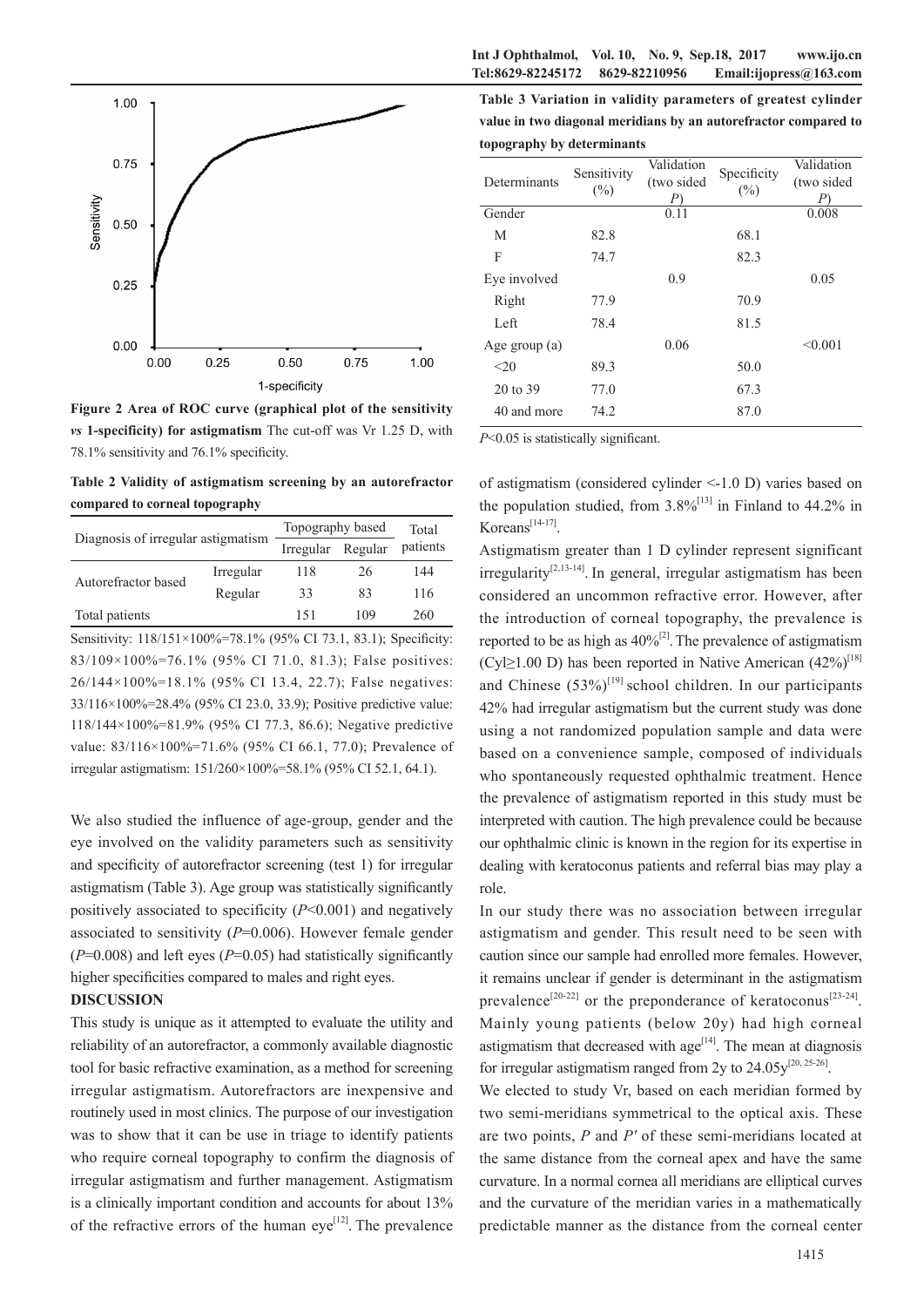Figure 2 Area of ROC curve (graphical plot of the sensitivity *vs* 1-specificity) for astigmatism The cut-off was Vr 1.25 D, with 78.1% sensitivity and 76.1% specificity.

**Table 2 Validity of astigmatism screening by an autorefractor compared to corneal topography**

| Diagnosis of irregular astigmatism | | Topography based | | Total patients |
|---|---|---|---|---|
| | | Irregular | Regular | |
| Autorefractor based | Irregular | 118 | 26 | 144 |
| | Regular | 33 | 83 | 116 |
| Total patients | | 151 | 109 | 260 |

Sensitivity: 118/151×100%=78.1% (95% CI 73.1, 83.1); Specificity: 83/109×100%=76.1% (95% CI 71.0, 81.3); False positives: 26/144×100%=18.1% (95% CI 13.4, 22.7); False negatives: 33/116×100%=28.4% (95% CI 23.0, 33.9); Positive predictive value: 118/144×100%=81.9% (95% CI 77.3, 86.6); Negative predictive value: 83/116×100%=71.6% (95% CI 66.1, 77.0); Prevalence of irregular astigmatism: 151/260×100%=58.1% (95% CI 52.1, 64.1).

We also studied the influence of age-group, gender and the eye involved on the validity parameters such as sensitivity and specificity of autorefractor screening (test 1) for irregular astigmatism (Table 3). Age group was statistically significantly positively associated to specificity ($P$<0.001) and negatively associated to sensitivity ($P$=0.006). However female gender ($P$=0.008) and left eyes ($P$=0.05) had statistically significantly higher specificities compared to males and right eyes.

## DISCUSSION

This study is unique as it attempted to evaluate the utility and reliability of an autorefractor, a commonly available diagnostic tool for basic refractive examination, as a method for screening irregular astigmatism. Autorefractors are inexpensive and routinely used in most clinics. The purpose of our investigation was to show that it can be use in triage to identify patients who require corneal topography to confirm the diagnosis of irregular astigmatism and further management. Astigmatism is a clinically important condition and accounts for about 13% of the refractive errors of the human eye[12]. The prevalence of astigmatism (considered cylinder <-1.0 D) varies based on the population studied, from 3.8%[13] in Finland to 44.2% in Koreans[14-17].

**Table 3 Variation in validity parameters of greatest cylinder value in two diagonal meridians by an autorefractor compared to topography by determinants**

| Determinants | Sensitivity (%) | Validation (two sided $P$) | Specificity (%) | Validation (two sided $P$) |
|---|---|---|---|---|
| Gender | | 0.11 | | 0.008 |
| M | 82.8 | | 68.1 | |
| F | 74.7 | | 82.3 | |
| Eye involved | | 0.9 | | 0.05 |
| Right | 77.9 | | 70.9 | |
| Left | 78.4 | | 81.5 | |
| Age group (a) | | 0.06 | | <0.001 |
| <20 | 89.3 | | 50.0 | |
| 20 to 39 | 77.0 | | 67.3 | |
| 40 and more | 74.2 | | 87.0 | |

$P$<0.05 is statistically significant.

Astigmatism greater than 1 D cylinder represent significant irregularity[2,13-14]. In general, irregular astigmatism has been considered an uncommon refractive error. However, after the introduction of corneal topography, the prevalence is reported to be as high as 40%[2]. The prevalence of astigmatism (Cyl≥1.00 D) has been reported in Native American (42%)[18] and Chinese (53%)[19] school children. In our participants 42% had irregular astigmatism but the current study was done using a not randomized population sample and data were based on a convenience sample, composed of individuals who spontaneously requested ophthalmic treatment. Hence the prevalence of astigmatism reported in this study must be interpreted with caution. The high prevalence could be because our ophthalmic clinic is known in the region for its expertise in dealing with keratoconus patients and referral bias may play a role.

In our study there was no association between irregular astigmatism and gender. This result need to be seen with caution since our sample had enrolled more females. However, it remains unclear if gender is determinant in the astigmatism prevalence[20-22] or the preponderance of keratoconus[23-24]. Mainly young patients (below 20y) had high corneal astigmatism that decreased with age[14]. The mean at diagnosis for irregular astigmatism ranged from 2y to 24.05y[20, 25-26].

We elected to study Vr, based on each meridian formed by two semi-meridians symmetrical to the optical axis. These are two points, $P$ and $P'$ of these semi-meridians located at the same distance from the corneal apex and have the same curvature. In a normal cornea all meridians are elliptical curves and the curvature of the meridian varies in a mathematically predictable manner as the distance from the corneal center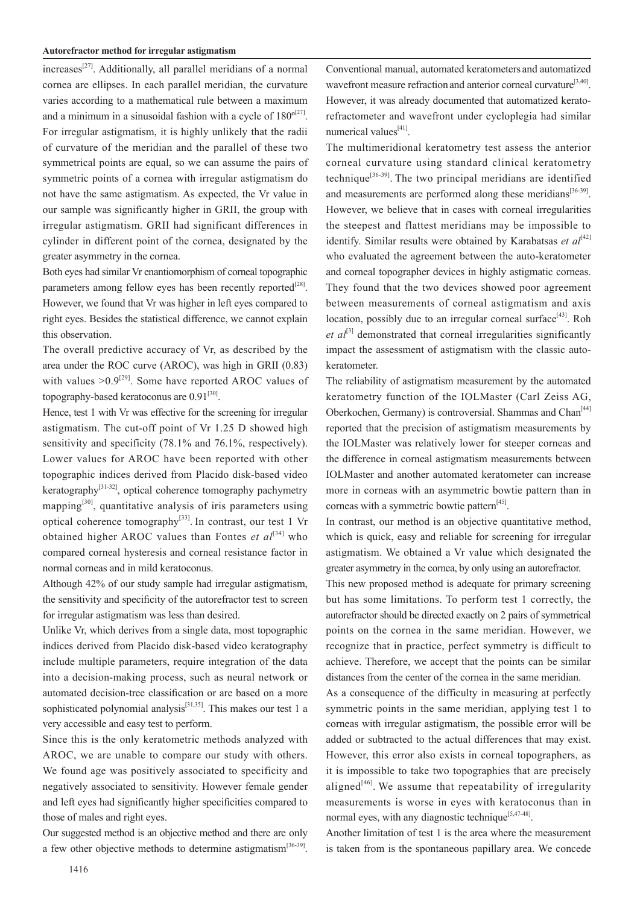increases[27]. Additionally, all parallel meridians of a normal cornea are ellipses. In each parallel meridian, the curvature varies according to a mathematical rule between a maximum and a minimum in a sinusoidal fashion with a cycle of 180º[27]. For irregular astigmatism, it is highly unlikely that the radii of curvature of the meridian and the parallel of these two symmetrical points are equal, so we can assume the pairs of symmetric points of a cornea with irregular astigmatism do not have the same astigmatism. As expected, the Vr value in our sample was significantly higher in GRII, the group with irregular astigmatism. GRII had significant differences in cylinder in different point of the cornea, designated by the greater asymmetry in the cornea.

Both eyes had similar Vr enantiomorphism of corneal topographic parameters among fellow eyes has been recently reported[28]. However, we found that Vr was higher in left eyes compared to right eyes. Besides the statistical difference, we cannot explain this observation.

The overall predictive accuracy of Vr, as described by the area under the ROC curve (AROC), was high in GRII (0.83) with values >0.9[29]. Some have reported AROC values of topography-based keratoconus are 0.91[30].

Hence, test 1 with Vr was effective for the screening for irregular astigmatism. The cut-off point of Vr 1.25 D showed high sensitivity and specificity (78.1% and 76.1%, respectively). Lower values for AROC have been reported with other topographic indices derived from Placido disk-based video keratography[31-32], optical coherence tomography pachymetry mapping[30], quantitative analysis of iris parameters using optical coherence tomography[33]. In contrast, our test 1 Vr obtained higher AROC values than Fontes *et al*[34] who compared corneal hysteresis and corneal resistance factor in normal corneas and in mild keratoconus.

Although 42% of our study sample had irregular astigmatism, the sensitivity and specificity of the autorefractor test to screen for irregular astigmatism was less than desired.

Unlike Vr, which derives from a single data, most topographic indices derived from Placido disk-based video keratography include multiple parameters, require integration of the data into a decision-making process, such as neural network or automated decision-tree classification or are based on a more sophisticated polynomial analysis[31,35]. This makes our test 1 a very accessible and easy test to perform.

Since this is the only keratometric methods analyzed with AROC, we are unable to compare our study with others. We found age was positively associated to specificity and negatively associated to sensitivity. However female gender and left eyes had significantly higher specificities compared to those of males and right eyes.

Our suggested method is an objective method and there are only a few other objective methods to determine astigmatism[36-39]. Conventional manual, automated keratometers and automatized wavefront measure refraction and anterior corneal curvature[3,40]. However, it was already documented that automatized kerato-refractometer and wavefront under cycloplegia had similar numerical values[41].

The multimeridional keratometry test assess the anterior corneal curvature using standard clinical keratometry technique[36-39]. The two principal meridians are identified and measurements are performed along these meridians[36-39]. However, we believe that in cases with corneal irregularities the steepest and flattest meridians may be impossible to identify. Similar results were obtained by Karabatsas *et al*[42] who evaluated the agreement between the auto-keratometer and corneal topographer devices in highly astigmatic corneas. They found that the two devices showed poor agreement between measurements of corneal astigmatism and axis location, possibly due to an irregular corneal surface[43]. Roh *et al*[3] demonstrated that corneal irregularities significantly impact the assessment of astigmatism with the classic auto-keratometer.

The reliability of astigmatism measurement by the automated keratometry function of the IOLMaster (Carl Zeiss AG, Oberkochen, Germany) is controversial. Shammas and Chan[44] reported that the precision of astigmatism measurements by the IOLMaster was relatively lower for steeper corneas and the difference in corneal astigmatism measurements between IOLMaster and another automated keratometer can increase more in corneas with an asymmetric bowtie pattern than in corneas with a symmetric bowtie pattern[45].

In contrast, our method is an objective quantitative method, which is quick, easy and reliable for screening for irregular astigmatism. We obtained a Vr value which designated the greater asymmetry in the cornea, by only using an autorefractor.

This new proposed method is adequate for primary screening but has some limitations. To perform test 1 correctly, the autorefractor should be directed exactly on 2 pairs of symmetrical points on the cornea in the same meridian. However, we recognize that in practice, perfect symmetry is difficult to achieve. Therefore, we accept that the points can be similar distances from the center of the cornea in the same meridian.

As a consequence of the difficulty in measuring at perfectly symmetric points in the same meridian, applying test 1 to corneas with irregular astigmatism, the possible error will be added or subtracted to the actual differences that may exist. However, this error also exists in corneal topographers, as it is impossible to take two topographies that are precisely aligned[46]. We assume that repeatability of irregularity measurements is worse in eyes with keratoconus than in normal eyes, with any diagnostic technique[5,47-48].

Another limitation of test 1 is the area where the measurement is taken from is the spontaneous papillary area. We concede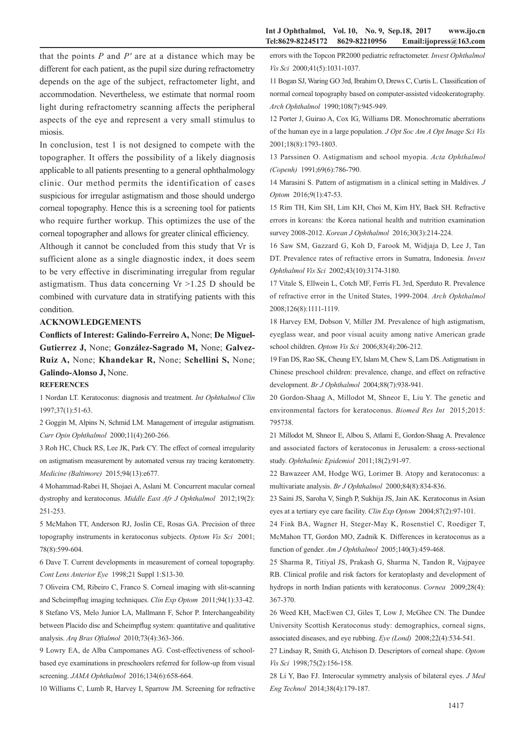that the points $P$ and $P'$ are at a distance which may be different for each patient, as the pupil size during refractometry depends on the age of the subject, refractometer light, and accommodation. Nevertheless, we estimate that normal room light during refractometry scanning affects the peripheral aspects of the eye and represent a very small stimulus to miosis.

In conclusion, test 1 is not designed to compete with the topographer. It offers the possibility of a likely diagnosis applicable to all patients presenting to a general ophthalmology clinic. Our method permits the identification of cases suspicious for irregular astigmatism and those should undergo corneal topography. Hence this is a screening tool for patients who require further workup. This optimizes the use of the corneal topographer and allows for greater clinical efficiency.

Although it cannot be concluded from this study that Vr is sufficient alone as a single diagnostic index, it does seem to be very effective in discriminating irregular from regular astigmatism. Thus data concerning Vr >1.25 D should be combined with curvature data in stratifying patients with this condition.

## ACKNOWLEDGEMENTS

**Conflicts of Interest: Galindo-Ferreiro A,** None; **De Miguel-Gutierrez J,** None; **González-Sagrado M,** None; **Galvez-Ruiz A,** None; **Khandekar R,** None; **Schellini S,** None; **Galindo-Alonso J,** None.

## REFERENCES

1 Nordan LT. Keratoconus: diagnosis and treatment. *Int Ophthalmol Clin* 1997;37(1):51-63.

2 Goggin M, Alpins N, Schmid LM. Management of irregular astigmatism. *Curr Opin Ophthalmol* 2000;11(4):260-266.

3 Roh HC, Chuck RS, Lee JK, Park CY. The effect of corneal irregularity on astigmatism measurement by automated versus ray tracing keratometry. *Medicine (Baltimore)* 2015;94(13):e677.

4 Mohammad-Rabei H, Shojaei A, Aslani M. Concurrent macular corneal dystrophy and keratoconus. *Middle East Afr J Ophthalmol* 2012;19(2): 251-253.

5 McMahon TT, Anderson RJ, Joslin CE, Rosas GA. Precision of three topography instruments in keratoconus subjects. *Optom Vis Sci* 2001; 78(8):599-604.

6 Dave T. Current developments in measurement of corneal topography. *Cont Lens Anterior Eye* 1998;21 Suppl 1:S13-30.

7 Oliveira CM, Ribeiro C, Franco S. Corneal imaging with slit-scanning and Scheimpflug imaging techniques. *Clin Exp Optom* 2011;94(1):33-42.

8 Stefano VS, Melo Junior LA, Mallmann F, Schor P. Interchangeability between Placido disc and Scheimpflug system: quantitative and qualitative analysis. *Arq Bras Oftalmol* 2010;73(4):363-366.

9 Lowry EA, de Alba Campomanes AG. Cost-effectiveness of school-based eye examinations in preschoolers referred for follow-up from visual screening. *JAMA Ophthalmol* 2016;134(6):658-664.

10 Williams C, Lumb R, Harvey I, Sparrow JM. Screening for refractive errors with the Topcon PR2000 pediatric refractometer. *Invest Ophthalmol Vis Sci* 2000;41(5):1031-1037.

11 Bogan SJ, Waring GO 3rd, Ibrahim O, Drews C, Curtis L. Classification of normal corneal topography based on computer-assisted videokeratography. *Arch Ophthalmol* 1990;108(7):945-949.

12 Porter J, Guirao A, Cox IG, Williams DR. Monochromatic aberrations of the human eye in a large population. *J Opt Soc Am A Opt Image Sci Vis* 2001;18(8):1793-1803.

13 Parssinen O. Astigmatism and school myopia. *Acta Ophthalmol (Copenh)* 1991;69(6):786-790.

14 Marasini S. Pattern of astigmatism in a clinical setting in Maldives. *J Optom* 2016;9(1):47-53.

15 Rim TH, Kim SH, Lim KH, Choi M, Kim HY, Baek SH. Refractive errors in koreans: the Korea national health and nutrition examination survey 2008-2012. *Korean J Ophthalmol* 2016;30(3):214-224.

16 Saw SM, Gazzard G, Koh D, Farook M, Widjaja D, Lee J, Tan DT. Prevalence rates of refractive errors in Sumatra, Indonesia. *Invest Ophthalmol Vis Sci* 2002;43(10):3174-3180.

17 Vitale S, Ellwein L, Cotch MF, Ferris FL 3rd, Sperduto R. Prevalence of refractive error in the United States, 1999-2004. *Arch Ophthalmol* 2008;126(8):1111-1119.

18 Harvey EM, Dobson V, Miller JM. Prevalence of high astigmatism, eyeglass wear, and poor visual acuity among native American grade school children. *Optom Vis Sci* 2006;83(4):206-212.

19 Fan DS, Rao SK, Cheung EY, Islam M, Chew S, Lam DS. Astigmatism in Chinese preschool children: prevalence, change, and effect on refractive development. *Br J Ophthalmol* 2004;88(7):938-941.

20 Gordon-Shaag A, Millodot M, Shneor E, Liu Y. The genetic and environmental factors for keratoconus. *Biomed Res Int* 2015;2015: 795738.

21 Millodot M, Shneor E, Albou S, Atlami E, Gordon-Shaag A. Prevalence and associated factors of keratoconus in Jerusalem: a cross-sectional study. *Ophthalmic Epidemiol* 2011;18(2):91-97.

22 Bawazeer AM, Hodge WG, Lorimer B. Atopy and keratoconus: a multivariate analysis. *Br J Ophthalmol* 2000;84(8):834-836.

23 Saini JS, Saroha V, Singh P, Sukhija JS, Jain AK. Keratoconus in Asian eyes at a tertiary eye care facility. *Clin Exp Optom* 2004;87(2):97-101.

24 Fink BA, Wagner H, Steger-May K, Rosenstiel C, Roediger T, McMahon TT, Gordon MO, Zadnik K. Differences in keratoconus as a function of gender. *Am J Ophthalmol* 2005;140(3):459-468.

25 Sharma R, Titiyal JS, Prakash G, Sharma N, Tandon R, Vajpayee RB. Clinical profile and risk factors for keratoplasty and development of hydrops in north Indian patients with keratoconus. *Cornea* 2009;28(4): 367-370.

26 Weed KH, MacEwen CJ, Giles T, Low J, McGhee CN. The Dundee University Scottish Keratoconus study: demographics, corneal signs, associated diseases, and eye rubbing. *Eye (Lond)* 2008;22(4):534-541.

27 Lindsay R, Smith G, Atchison D. Descriptors of corneal shape. *Optom Vis Sci* 1998;75(2):156-158.

28 Li Y, Bao FJ. Interocular symmetry analysis of bilateral eyes. *J Med Eng Technol* 2014;38(4):179-187.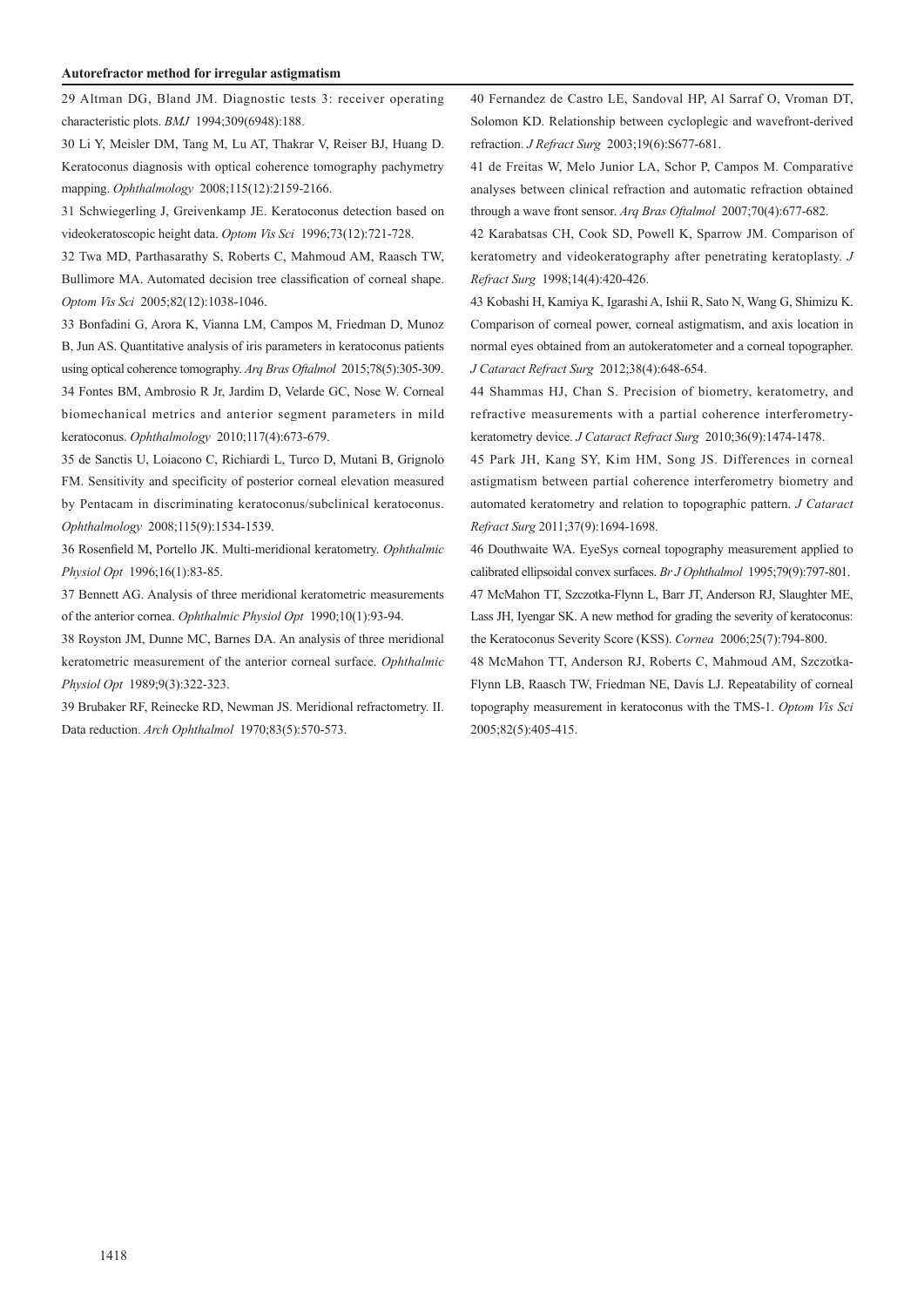29 Altman DG, Bland JM. Diagnostic tests 3: receiver operating characteristic plots. *BMJ* 1994;309(6948):188.

30 Li Y, Meisler DM, Tang M, Lu AT, Thakrar V, Reiser BJ, Huang D. Keratoconus diagnosis with optical coherence tomography pachymetry mapping. *Ophthalmology* 2008;115(12):2159-2166.

31 Schwiegerling J, Greivenkamp JE. Keratoconus detection based on videokeratoscopic height data. *Optom Vis Sci* 1996;73(12):721-728.

32 Twa MD, Parthasarathy S, Roberts C, Mahmoud AM, Raasch TW, Bullimore MA. Automated decision tree classification of corneal shape. *Optom Vis Sci* 2005;82(12):1038-1046.

33 Bonfadini G, Arora K, Vianna LM, Campos M, Friedman D, Munoz B, Jun AS. Quantitative analysis of iris parameters in keratoconus patients using optical coherence tomography. *Arq Bras Oftalmol* 2015;78(5):305-309.

34 Fontes BM, Ambrosio R Jr, Jardim D, Velarde GC, Nose W. Corneal biomechanical metrics and anterior segment parameters in mild keratoconus. *Ophthalmology* 2010;117(4):673-679.

35 de Sanctis U, Loiacono C, Richiardi L, Turco D, Mutani B, Grignolo FM. Sensitivity and specificity of posterior corneal elevation measured by Pentacam in discriminating keratoconus/subclinical keratoconus. *Ophthalmology* 2008;115(9):1534-1539.

36 Rosenfield M, Portello JK. Multi-meridional keratometry. *Ophthalmic Physiol Opt* 1996;16(1):83-85.

37 Bennett AG. Analysis of three meridional keratometric measurements of the anterior cornea. *Ophthalmic Physiol Opt* 1990;10(1):93-94.

38 Royston JM, Dunne MC, Barnes DA. An analysis of three meridional keratometric measurement of the anterior corneal surface. *Ophthalmic Physiol Opt* 1989;9(3):322-323.

39 Brubaker RF, Reinecke RD, Newman JS. Meridional refractometry. II. Data reduction. *Arch Ophthalmol* 1970;83(5):570-573.

40 Fernandez de Castro LE, Sandoval HP, Al Sarraf O, Vroman DT, Solomon KD. Relationship between cycloplegic and wavefront-derived refraction. *J Refract Surg* 2003;19(6):S677-681.

41 de Freitas W, Melo Junior LA, Schor P, Campos M. Comparative analyses between clinical refraction and automatic refraction obtained through a wave front sensor. *Arq Bras Oftalmol* 2007;70(4):677-682.

42 Karabatsas CH, Cook SD, Powell K, Sparrow JM. Comparison of keratometry and videokeratography after penetrating keratoplasty. *J Refract Surg* 1998;14(4):420-426.

43 Kobashi H, Kamiya K, Igarashi A, Ishii R, Sato N, Wang G, Shimizu K. Comparison of corneal power, corneal astigmatism, and axis location in normal eyes obtained from an autokeratometer and a corneal topographer. *J Cataract Refract Surg* 2012;38(4):648-654.

44 Shammas HJ, Chan S. Precision of biometry, keratometry, and refractive measurements with a partial coherence interferometry-keratometry device. *J Cataract Refract Surg* 2010;36(9):1474-1478.

45 Park JH, Kang SY, Kim HM, Song JS. Differences in corneal astigmatism between partial coherence interferometry biometry and automated keratometry and relation to topographic pattern. *J Cataract Refract Surg* 2011;37(9):1694-1698.

46 Douthwaite WA. EyeSys corneal topography measurement applied to calibrated ellipsoidal convex surfaces. *Br J Ophthalmol* 1995;79(9):797-801.

47 McMahon TT, Szczotka-Flynn L, Barr JT, Anderson RJ, Slaughter ME, Lass JH, Iyengar SK. A new method for grading the severity of keratoconus: the Keratoconus Severity Score (KSS). *Cornea* 2006;25(7):794-800.

48 McMahon TT, Anderson RJ, Roberts C, Mahmoud AM, Szczotka-Flynn LB, Raasch TW, Friedman NE, Davis LJ. Repeatability of corneal topography measurement in keratoconus with the TMS-1. *Optom Vis Sci* 2005;82(5):405-415.